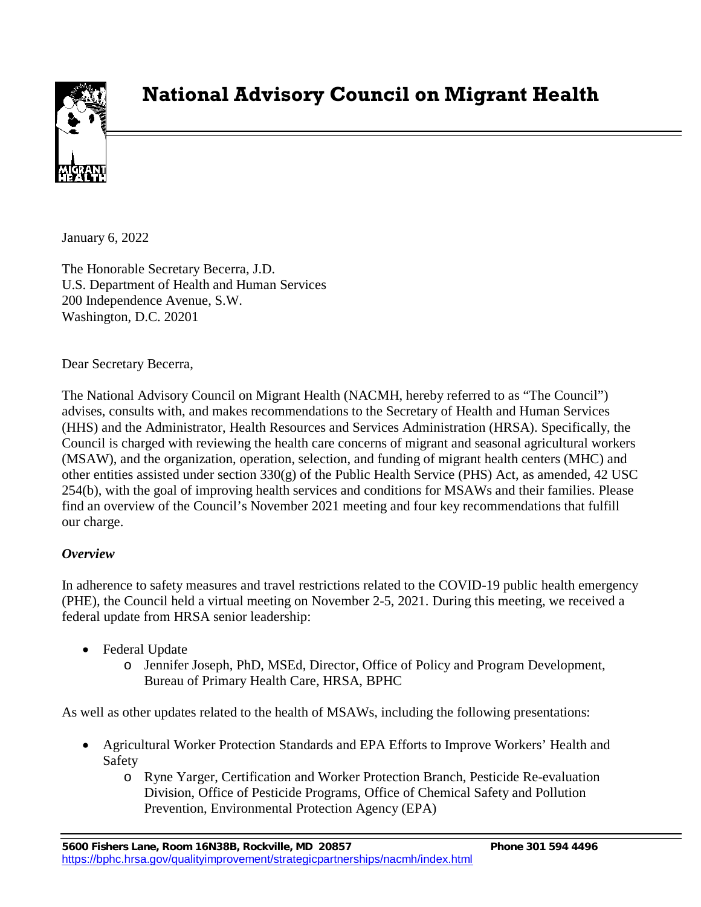# National Advisory Council on Migrant Health

January 6, 2022

The Honorable Secretary Becerra, J.D.
U.S. Department of Health and Human Services
200 Independence Avenue, S.W.
Washington, D.C. 20201

Dear Secretary Becerra,

The National Advisory Council on Migrant Health (NACMH, hereby referred to as "The Council") advises, consults with, and makes recommendations to the Secretary of Health and Human Services (HHS) and the Administrator, Health Resources and Services Administration (HRSA). Specifically, the Council is charged with reviewing the health care concerns of migrant and seasonal agricultural workers (MSAW), and the organization, operation, selection, and funding of migrant health centers (MHC) and other entities assisted under section 330(g) of the Public Health Service (PHS) Act, as amended, 42 USC 254(b), with the goal of improving health services and conditions for MSAWs and their families. Please find an overview of the Council's November 2021 meeting and four key recommendations that fulfill our charge.

***Overview***

In adherence to safety measures and travel restrictions related to the COVID-19 public health emergency (PHE), the Council held a virtual meeting on November 2-5, 2021. During this meeting, we received a federal update from HRSA senior leadership:

- Federal Update
  - Jennifer Joseph, PhD, MSEd, Director, Office of Policy and Program Development, Bureau of Primary Health Care, HRSA, BPHC

As well as other updates related to the health of MSAWs, including the following presentations:

- Agricultural Worker Protection Standards and EPA Efforts to Improve Workers' Health and Safety
  - Ryne Yarger, Certification and Worker Protection Branch, Pesticide Re-evaluation Division, Office of Pesticide Programs, Office of Chemical Safety and Pollution Prevention, Environmental Protection Agency (EPA)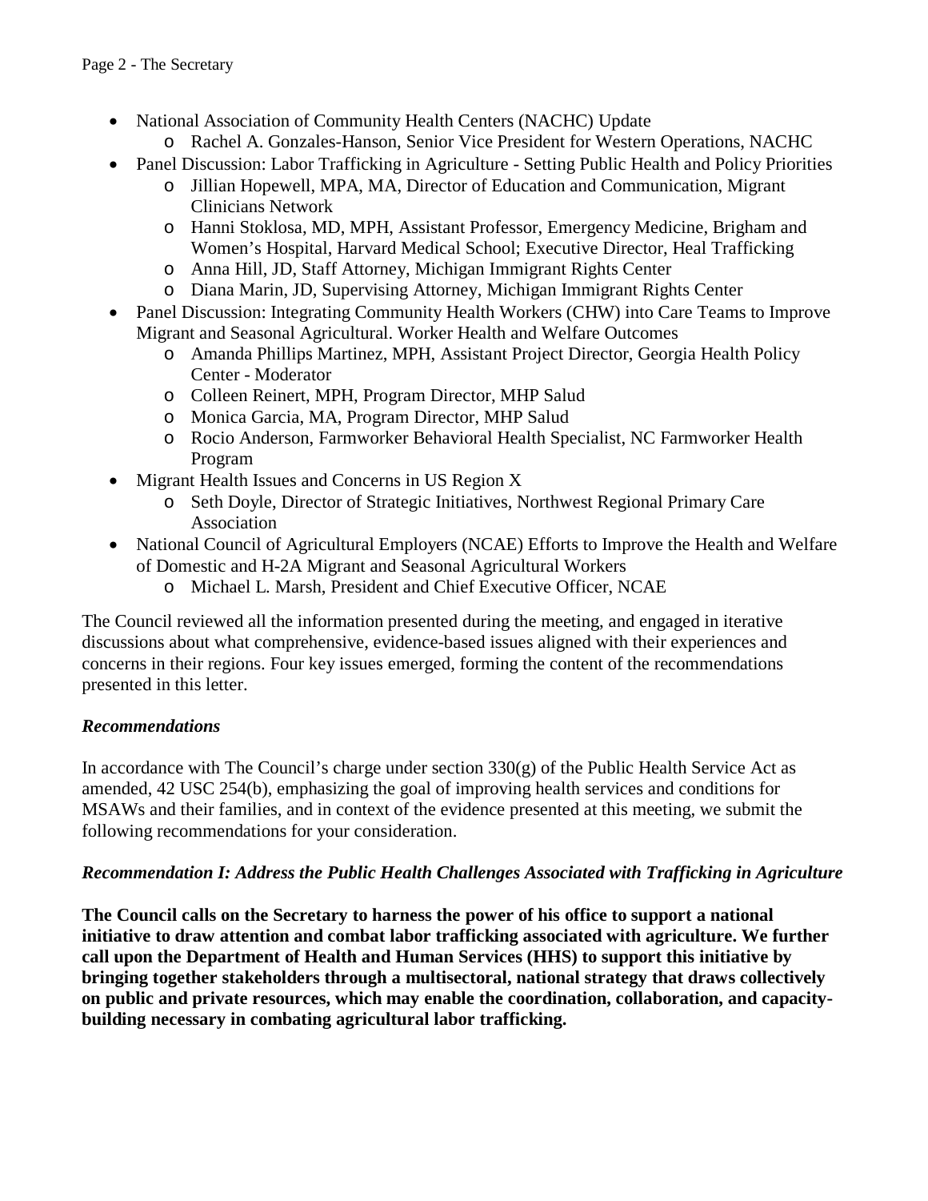- National Association of Community Health Centers (NACHC) Update
  - Rachel A. Gonzales-Hanson, Senior Vice President for Western Operations, NACHC
- Panel Discussion: Labor Trafficking in Agriculture - Setting Public Health and Policy Priorities
  - Jillian Hopewell, MPA, MA, Director of Education and Communication, Migrant Clinicians Network
  - Hanni Stoklosa, MD, MPH, Assistant Professor, Emergency Medicine, Brigham and Women's Hospital, Harvard Medical School; Executive Director, Heal Trafficking
  - Anna Hill, JD, Staff Attorney, Michigan Immigrant Rights Center
  - Diana Marin, JD, Supervising Attorney, Michigan Immigrant Rights Center
- Panel Discussion: Integrating Community Health Workers (CHW) into Care Teams to Improve Migrant and Seasonal Agricultural. Worker Health and Welfare Outcomes
  - Amanda Phillips Martinez, MPH, Assistant Project Director, Georgia Health Policy Center - Moderator
  - Colleen Reinert, MPH, Program Director, MHP Salud
  - Monica Garcia, MA, Program Director, MHP Salud
  - Rocio Anderson, Farmworker Behavioral Health Specialist, NC Farmworker Health Program
- Migrant Health Issues and Concerns in US Region X
  - Seth Doyle, Director of Strategic Initiatives, Northwest Regional Primary Care Association
- National Council of Agricultural Employers (NCAE) Efforts to Improve the Health and Welfare of Domestic and H-2A Migrant and Seasonal Agricultural Workers
  - Michael L. Marsh, President and Chief Executive Officer, NCAE

The Council reviewed all the information presented during the meeting, and engaged in iterative discussions about what comprehensive, evidence-based issues aligned with their experiences and concerns in their regions. Four key issues emerged, forming the content of the recommendations presented in this letter.

### *Recommendations*

In accordance with The Council's charge under section 330(g) of the Public Health Service Act as amended, 42 USC 254(b), emphasizing the goal of improving health services and conditions for MSAWs and their families, and in context of the evidence presented at this meeting, we submit the following recommendations for your consideration.

### *Recommendation I: Address the Public Health Challenges Associated with Trafficking in Agriculture*

**The Council calls on the Secretary to harness the power of his office to support a national initiative to draw attention and combat labor trafficking associated with agriculture. We further call upon the Department of Health and Human Services (HHS) to support this initiative by bringing together stakeholders through a multisectoral, national strategy that draws collectively on public and private resources, which may enable the coordination, collaboration, and capacity-building necessary in combating agricultural labor trafficking.**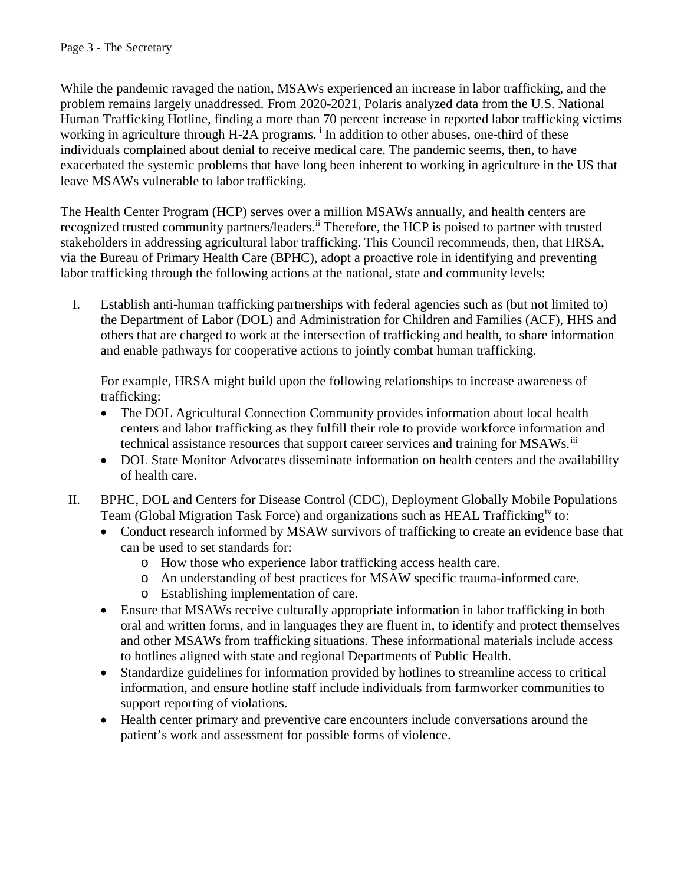While the pandemic ravaged the nation, MSAWs experienced an increase in labor trafficking, and the problem remains largely unaddressed. From 2020-2021, Polaris analyzed data from the U.S. National Human Trafficking Hotline, finding a more than 70 percent increase in reported labor trafficking victims working in agriculture through H-2A programs. [i] In addition to other abuses, one-third of these individuals complained about denial to receive medical care. The pandemic seems, then, to have exacerbated the systemic problems that have long been inherent to working in agriculture in the US that leave MSAWs vulnerable to labor trafficking.

The Health Center Program (HCP) serves over a million MSAWs annually, and health centers are recognized trusted community partners/leaders.[ii] Therefore, the HCP is poised to partner with trusted stakeholders in addressing agricultural labor trafficking. This Council recommends, then, that HRSA, via the Bureau of Primary Health Care (BPHC), adopt a proactive role in identifying and preventing labor trafficking through the following actions at the national, state and community levels:

I. Establish anti-human trafficking partnerships with federal agencies such as (but not limited to) the Department of Labor (DOL) and Administration for Children and Families (ACF), HHS and others that are charged to work at the intersection of trafficking and health, to share information and enable pathways for cooperative actions to jointly combat human trafficking.

   For example, HRSA might build upon the following relationships to increase awareness of trafficking:
   - The DOL Agricultural Connection Community provides information about local health centers and labor trafficking as they fulfill their role to provide workforce information and technical assistance resources that support career services and training for MSAWs.[iii]
   - DOL State Monitor Advocates disseminate information on health centers and the availability of health care.

II. BPHC, DOL and Centers for Disease Control (CDC), Deployment Globally Mobile Populations Team (Global Migration Task Force) and organizations such as HEAL Trafficking[iv] to:
   - Conduct research informed by MSAW survivors of trafficking to create an evidence base that can be used to set standards for:
     - How those who experience labor trafficking access health care.
     - An understanding of best practices for MSAW specific trauma-informed care.
     - Establishing implementation of care.
   - Ensure that MSAWs receive culturally appropriate information in labor trafficking in both oral and written forms, and in languages they are fluent in, to identify and protect themselves and other MSAWs from trafficking situations. These informational materials include access to hotlines aligned with state and regional Departments of Public Health.
   - Standardize guidelines for information provided by hotlines to streamline access to critical information, and ensure hotline staff include individuals from farmworker communities to support reporting of violations.
   - Health center primary and preventive care encounters include conversations around the patient's work and assessment for possible forms of violence.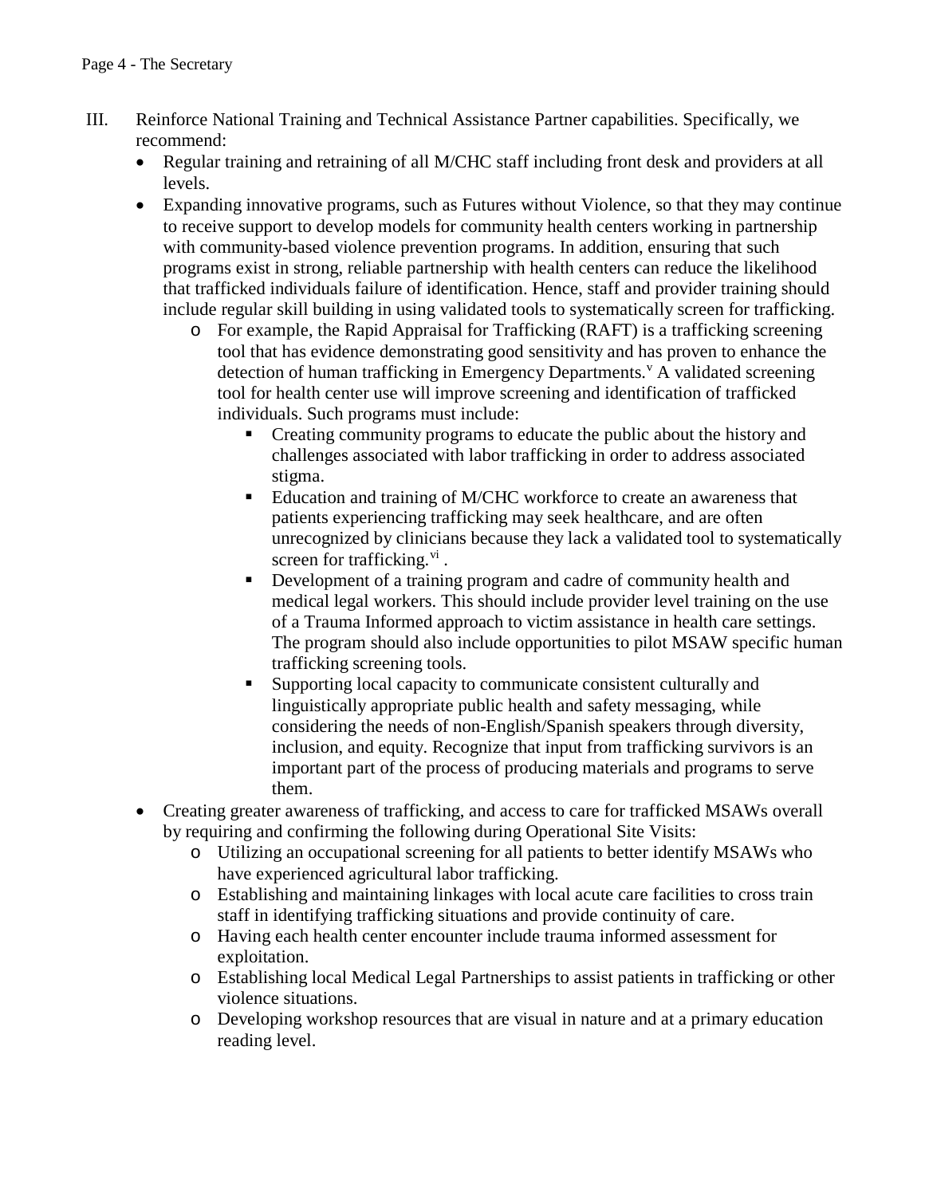III. Reinforce National Training and Technical Assistance Partner capabilities. Specifically, we recommend:

- Regular training and retraining of all M/CHC staff including front desk and providers at all levels.
- Expanding innovative programs, such as Futures without Violence, so that they may continue to receive support to develop models for community health centers working in partnership with community-based violence prevention programs. In addition, ensuring that such programs exist in strong, reliable partnership with health centers can reduce the likelihood that trafficked individuals failure of identification. Hence, staff and provider training should include regular skill building in using validated tools to systematically screen for trafficking.
    - For example, the Rapid Appraisal for Trafficking (RAFT) is a trafficking screening tool that has evidence demonstrating good sensitivity and has proven to enhance the detection of human trafficking in Emergency Departments.[v] A validated screening tool for health center use will improve screening and identification of trafficked individuals. Such programs must include:
        - Creating community programs to educate the public about the history and challenges associated with labor trafficking in order to address associated stigma.
        - Education and training of M/CHC workforce to create an awareness that patients experiencing trafficking may seek healthcare, and are often unrecognized by clinicians because they lack a validated tool to systematically screen for trafficking.[vi] .
        - Development of a training program and cadre of community health and medical legal workers. This should include provider level training on the use of a Trauma Informed approach to victim assistance in health care settings. The program should also include opportunities to pilot MSAW specific human trafficking screening tools.
        - Supporting local capacity to communicate consistent culturally and linguistically appropriate public health and safety messaging, while considering the needs of non-English/Spanish speakers through diversity, inclusion, and equity. Recognize that input from trafficking survivors is an important part of the process of producing materials and programs to serve them.
- Creating greater awareness of trafficking, and access to care for trafficked MSAWs overall by requiring and confirming the following during Operational Site Visits:
    - Utilizing an occupational screening for all patients to better identify MSAWs who have experienced agricultural labor trafficking.
    - Establishing and maintaining linkages with local acute care facilities to cross train staff in identifying trafficking situations and provide continuity of care.
    - Having each health center encounter include trauma informed assessment for exploitation.
    - Establishing local Medical Legal Partnerships to assist patients in trafficking or other violence situations.
    - Developing workshop resources that are visual in nature and at a primary education reading level.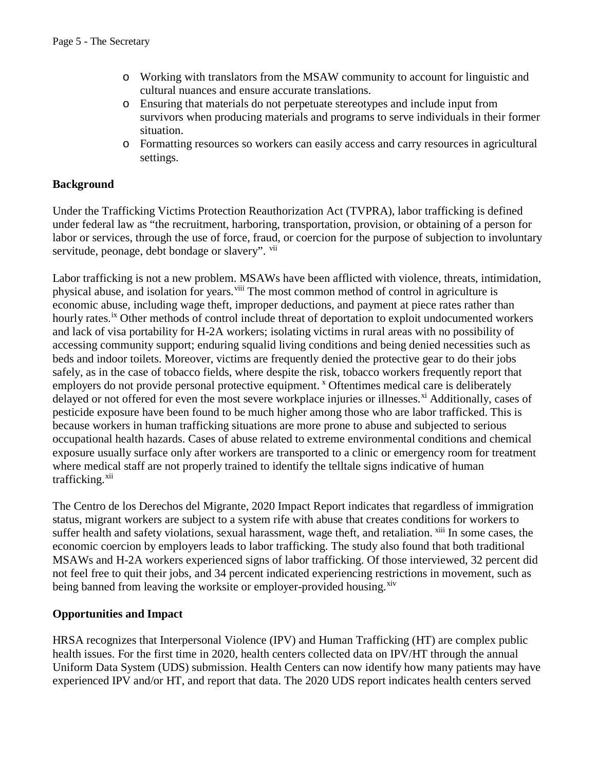- Working with translators from the MSAW community to account for linguistic and cultural nuances and ensure accurate translations.
- Ensuring that materials do not perpetuate stereotypes and include input from survivors when producing materials and programs to serve individuals in their former situation.
- Formatting resources so workers can easily access and carry resources in agricultural settings.

**Background**

Under the Trafficking Victims Protection Reauthorization Act (TVPRA), labor trafficking is defined under federal law as "the recruitment, harboring, transportation, provision, or obtaining of a person for labor or services, through the use of force, fraud, or coercion for the purpose of subjection to involuntary servitude, peonage, debt bondage or slavery". [vii]

Labor trafficking is not a new problem. MSAWs have been afflicted with violence, threats, intimidation, physical abuse, and isolation for years.[viii] The most common method of control in agriculture is economic abuse, including wage theft, improper deductions, and payment at piece rates rather than hourly rates.[ix] Other methods of control include threat of deportation to exploit undocumented workers and lack of visa portability for H-2A workers; isolating victims in rural areas with no possibility of accessing community support; enduring squalid living conditions and being denied necessities such as beds and indoor toilets. Moreover, victims are frequently denied the protective gear to do their jobs safely, as in the case of tobacco fields, where despite the risk, tobacco workers frequently report that employers do not provide personal protective equipment. [x] Oftentimes medical care is deliberately delayed or not offered for even the most severe workplace injuries or illnesses.[xi] Additionally, cases of pesticide exposure have been found to be much higher among those who are labor trafficked. This is because workers in human trafficking situations are more prone to abuse and subjected to serious occupational health hazards. Cases of abuse related to extreme environmental conditions and chemical exposure usually surface only after workers are transported to a clinic or emergency room for treatment where medical staff are not properly trained to identify the telltale signs indicative of human trafficking.[xii]

The Centro de los Derechos del Migrante, 2020 Impact Report indicates that regardless of immigration status, migrant workers are subject to a system rife with abuse that creates conditions for workers to suffer health and safety violations, sexual harassment, wage theft, and retaliation. [xiii] In some cases, the economic coercion by employers leads to labor trafficking. The study also found that both traditional MSAWs and H-2A workers experienced signs of labor trafficking. Of those interviewed, 32 percent did not feel free to quit their jobs, and 34 percent indicated experiencing restrictions in movement, such as being banned from leaving the worksite or employer-provided housing.[xiv]

**Opportunities and Impact**

HRSA recognizes that Interpersonal Violence (IPV) and Human Trafficking (HT) are complex public health issues. For the first time in 2020, health centers collected data on IPV/HT through the annual Uniform Data System (UDS) submission. Health Centers can now identify how many patients may have experienced IPV and/or HT, and report that data. The 2020 UDS report indicates health centers served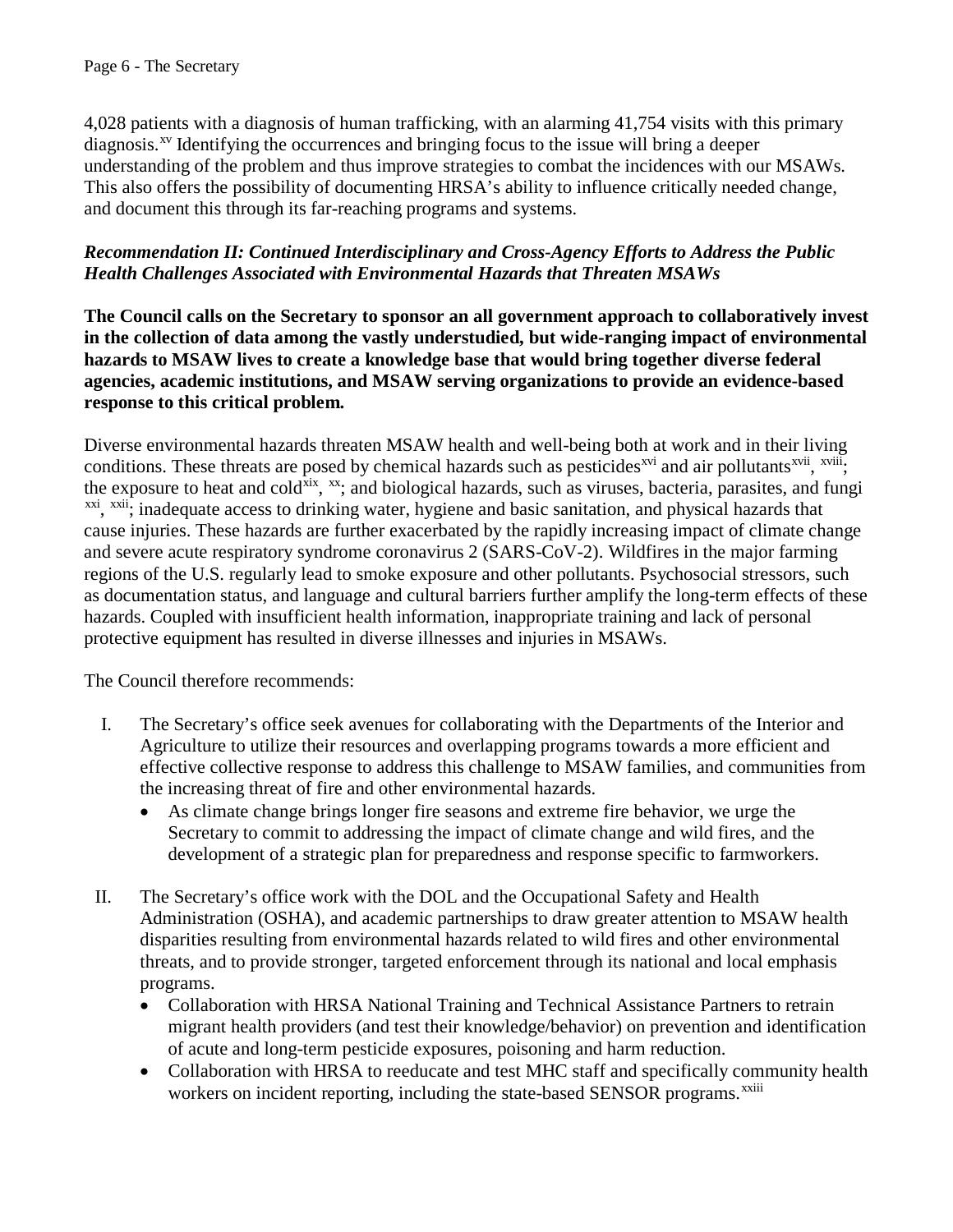4,028 patients with a diagnosis of human trafficking, with an alarming 41,754 visits with this primary diagnosis.[xv] Identifying the occurrences and bringing focus to the issue will bring a deeper understanding of the problem and thus improve strategies to combat the incidences with our MSAWs. This also offers the possibility of documenting HRSA's ability to influence critically needed change, and document this through its far-reaching programs and systems.

***Recommendation II: Continued Interdisciplinary and Cross-Agency Efforts to Address the Public Health Challenges Associated with Environmental Hazards that Threaten MSAWs***

**The Council calls on the Secretary to sponsor an all government approach to collaboratively invest in the collection of data among the vastly understudied, but wide-ranging impact of environmental hazards to MSAW lives to create a knowledge base that would bring together diverse federal agencies, academic institutions, and MSAW serving organizations to provide an evidence-based response to this critical problem.**

Diverse environmental hazards threaten MSAW health and well-being both at work and in their living conditions. These threats are posed by chemical hazards such as pesticides[xvi] and air pollutants[xvii, xviii]; the exposure to heat and cold[xix, xx]; and biological hazards, such as viruses, bacteria, parasites, and fungi [xxi, xxii]; inadequate access to drinking water, hygiene and basic sanitation, and physical hazards that cause injuries. These hazards are further exacerbated by the rapidly increasing impact of climate change and severe acute respiratory syndrome coronavirus 2 (SARS-CoV-2). Wildfires in the major farming regions of the U.S. regularly lead to smoke exposure and other pollutants. Psychosocial stressors, such as documentation status, and language and cultural barriers further amplify the long-term effects of these hazards. Coupled with insufficient health information, inappropriate training and lack of personal protective equipment has resulted in diverse illnesses and injuries in MSAWs.

The Council therefore recommends:

I. The Secretary's office seek avenues for collaborating with the Departments of the Interior and Agriculture to utilize their resources and overlapping programs towards a more efficient and effective collective response to address this challenge to MSAW families, and communities from the increasing threat of fire and other environmental hazards.
   - As climate change brings longer fire seasons and extreme fire behavior, we urge the Secretary to commit to addressing the impact of climate change and wild fires, and the development of a strategic plan for preparedness and response specific to farmworkers.

II. The Secretary's office work with the DOL and the Occupational Safety and Health Administration (OSHA), and academic partnerships to draw greater attention to MSAW health disparities resulting from environmental hazards related to wild fires and other environmental threats, and to provide stronger, targeted enforcement through its national and local emphasis programs.
   - Collaboration with HRSA National Training and Technical Assistance Partners to retrain migrant health providers (and test their knowledge/behavior) on prevention and identification of acute and long-term pesticide exposures, poisoning and harm reduction.
   - Collaboration with HRSA to reeducate and test MHC staff and specifically community health workers on incident reporting, including the state-based SENSOR programs.[xxiii]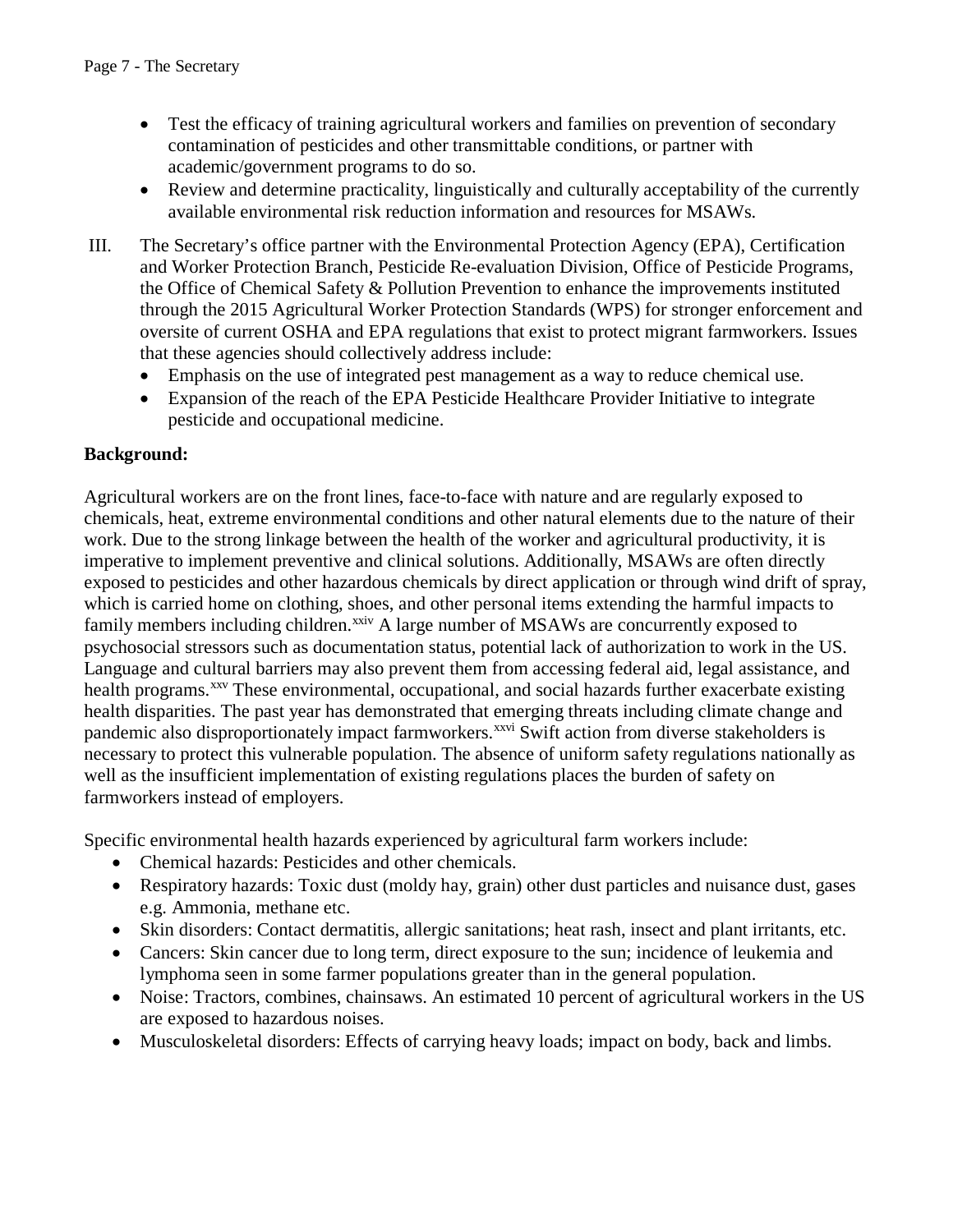- Test the efficacy of training agricultural workers and families on prevention of secondary contamination of pesticides and other transmittable conditions, or partner with academic/government programs to do so.
- Review and determine practicality, linguistically and culturally acceptability of the currently available environmental risk reduction information and resources for MSAWs.

III. The Secretary's office partner with the Environmental Protection Agency (EPA), Certification and Worker Protection Branch, Pesticide Re-evaluation Division, Office of Pesticide Programs, the Office of Chemical Safety & Pollution Prevention to enhance the improvements instituted through the 2015 Agricultural Worker Protection Standards (WPS) for stronger enforcement and oversite of current OSHA and EPA regulations that exist to protect migrant farmworkers. Issues that these agencies should collectively address include:
   - Emphasis on the use of integrated pest management as a way to reduce chemical use.
   - Expansion of the reach of the EPA Pesticide Healthcare Provider Initiative to integrate pesticide and occupational medicine.

**Background:**

Agricultural workers are on the front lines, face-to-face with nature and are regularly exposed to chemicals, heat, extreme environmental conditions and other natural elements due to the nature of their work. Due to the strong linkage between the health of the worker and agricultural productivity, it is imperative to implement preventive and clinical solutions. Additionally, MSAWs are often directly exposed to pesticides and other hazardous chemicals by direct application or through wind drift of spray, which is carried home on clothing, shoes, and other personal items extending the harmful impacts to family members including children.[xxiv] A large number of MSAWs are concurrently exposed to psychosocial stressors such as documentation status, potential lack of authorization to work in the US. Language and cultural barriers may also prevent them from accessing federal aid, legal assistance, and health programs.[xxv] These environmental, occupational, and social hazards further exacerbate existing health disparities. The past year has demonstrated that emerging threats including climate change and pandemic also disproportionately impact farmworkers.[xxvi] Swift action from diverse stakeholders is necessary to protect this vulnerable population. The absence of uniform safety regulations nationally as well as the insufficient implementation of existing regulations places the burden of safety on farmworkers instead of employers.

Specific environmental health hazards experienced by agricultural farm workers include:

- Chemical hazards: Pesticides and other chemicals.
- Respiratory hazards: Toxic dust (moldy hay, grain) other dust particles and nuisance dust, gases e.g. Ammonia, methane etc.
- Skin disorders: Contact dermatitis, allergic sanitations; heat rash, insect and plant irritants, etc.
- Cancers: Skin cancer due to long term, direct exposure to the sun; incidence of leukemia and lymphoma seen in some farmer populations greater than in the general population.
- Noise: Tractors, combines, chainsaws. An estimated 10 percent of agricultural workers in the US are exposed to hazardous noises.
- Musculoskeletal disorders: Effects of carrying heavy loads; impact on body, back and limbs.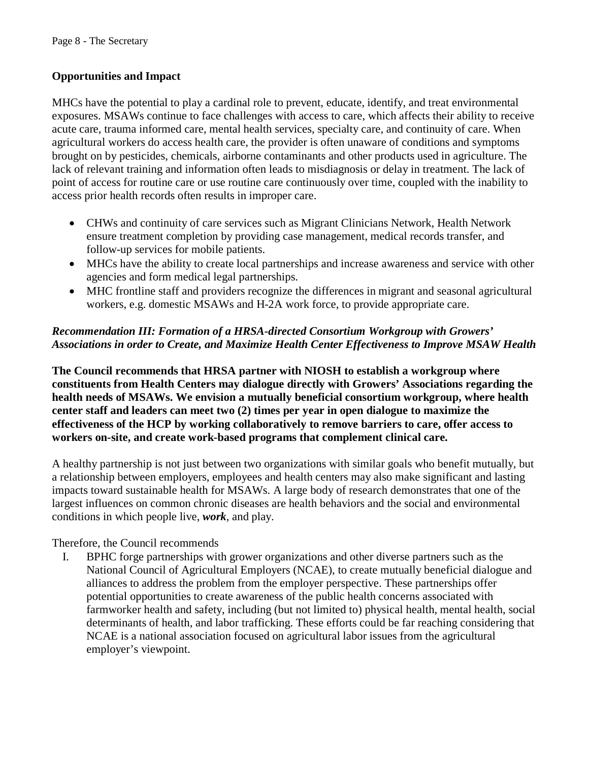**Opportunities and Impact**

MHCs have the potential to play a cardinal role to prevent, educate, identify, and treat environmental exposures. MSAWs continue to face challenges with access to care, which affects their ability to receive acute care, trauma informed care, mental health services, specialty care, and continuity of care. When agricultural workers do access health care, the provider is often unaware of conditions and symptoms brought on by pesticides, chemicals, airborne contaminants and other products used in agriculture. The lack of relevant training and information often leads to misdiagnosis or delay in treatment. The lack of point of access for routine care or use routine care continuously over time, coupled with the inability to access prior health records often results in improper care.

- CHWs and continuity of care services such as Migrant Clinicians Network, Health Network ensure treatment completion by providing case management, medical records transfer, and follow-up services for mobile patients.
- MHCs have the ability to create local partnerships and increase awareness and service with other agencies and form medical legal partnerships.
- MHC frontline staff and providers recognize the differences in migrant and seasonal agricultural workers, e.g. domestic MSAWs and H-2A work force, to provide appropriate care.

***Recommendation III: Formation of a HRSA-directed Consortium Workgroup with Growers' Associations in order to Create, and Maximize Health Center Effectiveness to Improve MSAW Health***

**The Council recommends that HRSA partner with NIOSH to establish a workgroup where constituents from Health Centers may dialogue directly with Growers' Associations regarding the health needs of MSAWs. We envision a mutually beneficial consortium workgroup, where health center staff and leaders can meet two (2) times per year in open dialogue to maximize the effectiveness of the HCP by working collaboratively to remove barriers to care, offer access to workers on-site, and create work-based programs that complement clinical care.**

A healthy partnership is not just between two organizations with similar goals who benefit mutually, but a relationship between employers, employees and health centers may also make significant and lasting impacts toward sustainable health for MSAWs. A large body of research demonstrates that one of the largest influences on common chronic diseases are health behaviors and the social and environmental conditions in which people live, ***work***, and play.

Therefore, the Council recommends

I. BPHC forge partnerships with grower organizations and other diverse partners such as the National Council of Agricultural Employers (NCAE), to create mutually beneficial dialogue and alliances to address the problem from the employer perspective. These partnerships offer potential opportunities to create awareness of the public health concerns associated with farmworker health and safety, including (but not limited to) physical health, mental health, social determinants of health, and labor trafficking. These efforts could be far reaching considering that NCAE is a national association focused on agricultural labor issues from the agricultural employer's viewpoint.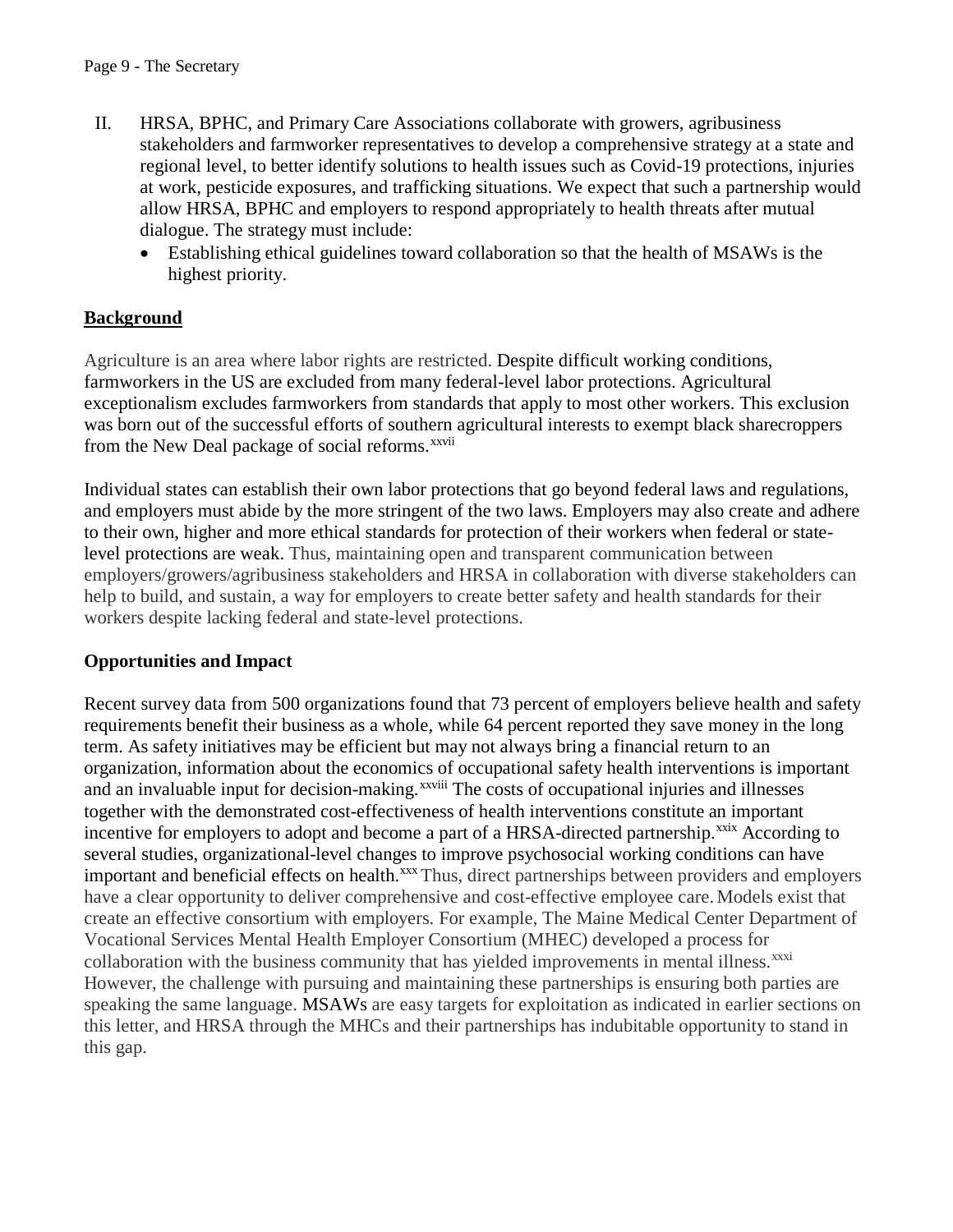II. HRSA, BPHC, and Primary Care Associations collaborate with growers, agribusiness stakeholders and farmworker representatives to develop a comprehensive strategy at a state and regional level, to better identify solutions to health issues such as Covid-19 protections, injuries at work, pesticide exposures, and trafficking situations. We expect that such a partnership would allow HRSA, BPHC and employers to respond appropriately to health threats after mutual dialogue. The strategy must include:
   - Establishing ethical guidelines toward collaboration so that the health of MSAWs is the highest priority.

## Background

Agriculture is an area where labor rights are restricted. Despite difficult working conditions, farmworkers in the US are excluded from many federal-level labor protections. Agricultural exceptionalism excludes farmworkers from standards that apply to most other workers. This exclusion was born out of the successful efforts of southern agricultural interests to exempt black sharecroppers from the New Deal package of social reforms.[xxvii]

Individual states can establish their own labor protections that go beyond federal laws and regulations, and employers must abide by the more stringent of the two laws. Employers may also create and adhere to their own, higher and more ethical standards for protection of their workers when federal or state-level protections are weak. Thus, maintaining open and transparent communication between employers/growers/agribusiness stakeholders and HRSA in collaboration with diverse stakeholders can help to build, and sustain, a way for employers to create better safety and health standards for their workers despite lacking federal and state-level protections.

## Opportunities and Impact

Recent survey data from 500 organizations found that 73 percent of employers believe health and safety requirements benefit their business as a whole, while 64 percent reported they save money in the long term. As safety initiatives may be efficient but may not always bring a financial return to an organization, information about the economics of occupational safety health interventions is important and an invaluable input for decision-making.[xxviii] The costs of occupational injuries and illnesses together with the demonstrated cost-effectiveness of health interventions constitute an important incentive for employers to adopt and become a part of a HRSA-directed partnership.[xxix] According to several studies, organizational-level changes to improve psychosocial working conditions can have important and beneficial effects on health.[xxx] Thus, direct partnerships between providers and employers have a clear opportunity to deliver comprehensive and cost-effective employee care. Models exist that create an effective consortium with employers. For example, The Maine Medical Center Department of Vocational Services Mental Health Employer Consortium (MHEC) developed a process for collaboration with the business community that has yielded improvements in mental illness.[xxxi] However, the challenge with pursuing and maintaining these partnerships is ensuring both parties are speaking the same language. MSAWs are easy targets for exploitation as indicated in earlier sections on this letter, and HRSA through the MHCs and their partnerships has indubitable opportunity to stand in this gap.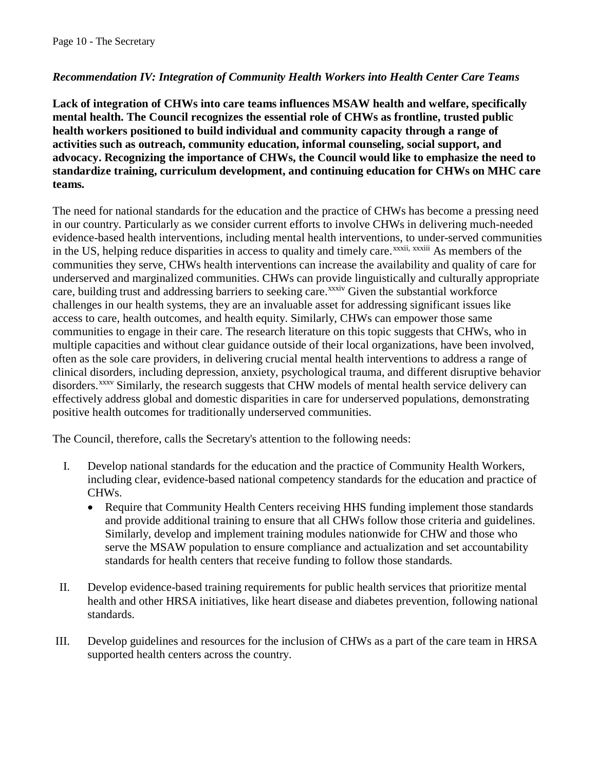*Recommendation IV: Integration of Community Health Workers into Health Center Care Teams*

**Lack of integration of CHWs into care teams influences MSAW health and welfare, specifically mental health. The Council recognizes the essential role of CHWs as frontline, trusted public health workers positioned to build individual and community capacity through a range of activities such as outreach, community education, informal counseling, social support, and advocacy. Recognizing the importance of CHWs, the Council would like to emphasize the need to standardize training, curriculum development, and continuing education for CHWs on MHC care teams.**

The need for national standards for the education and the practice of CHWs has become a pressing need in our country. Particularly as we consider current efforts to involve CHWs in delivering much-needed evidence-based health interventions, including mental health interventions, to under-served communities in the US, helping reduce disparities in access to quality and timely care.[xxxii, xxxiii] As members of the communities they serve, CHWs health interventions can increase the availability and quality of care for underserved and marginalized communities. CHWs can provide linguistically and culturally appropriate care, building trust and addressing barriers to seeking care.[xxxiv] Given the substantial workforce challenges in our health systems, they are an invaluable asset for addressing significant issues like access to care, health outcomes, and health equity. Similarly, CHWs can empower those same communities to engage in their care. The research literature on this topic suggests that CHWs, who in multiple capacities and without clear guidance outside of their local organizations, have been involved, often as the sole care providers, in delivering crucial mental health interventions to address a range of clinical disorders, including depression, anxiety, psychological trauma, and different disruptive behavior disorders.[xxxv] Similarly, the research suggests that CHW models of mental health service delivery can effectively address global and domestic disparities in care for underserved populations, demonstrating positive health outcomes for traditionally underserved communities.

The Council, therefore, calls the Secretary's attention to the following needs:

I. Develop national standards for the education and the practice of Community Health Workers, including clear, evidence-based national competency standards for the education and practice of CHWs.
   - Require that Community Health Centers receiving HHS funding implement those standards and provide additional training to ensure that all CHWs follow those criteria and guidelines. Similarly, develop and implement training modules nationwide for CHW and those who serve the MSAW population to ensure compliance and actualization and set accountability standards for health centers that receive funding to follow those standards.

II. Develop evidence-based training requirements for public health services that prioritize mental health and other HRSA initiatives, like heart disease and diabetes prevention, following national standards.

III. Develop guidelines and resources for the inclusion of CHWs as a part of the care team in HRSA supported health centers across the country.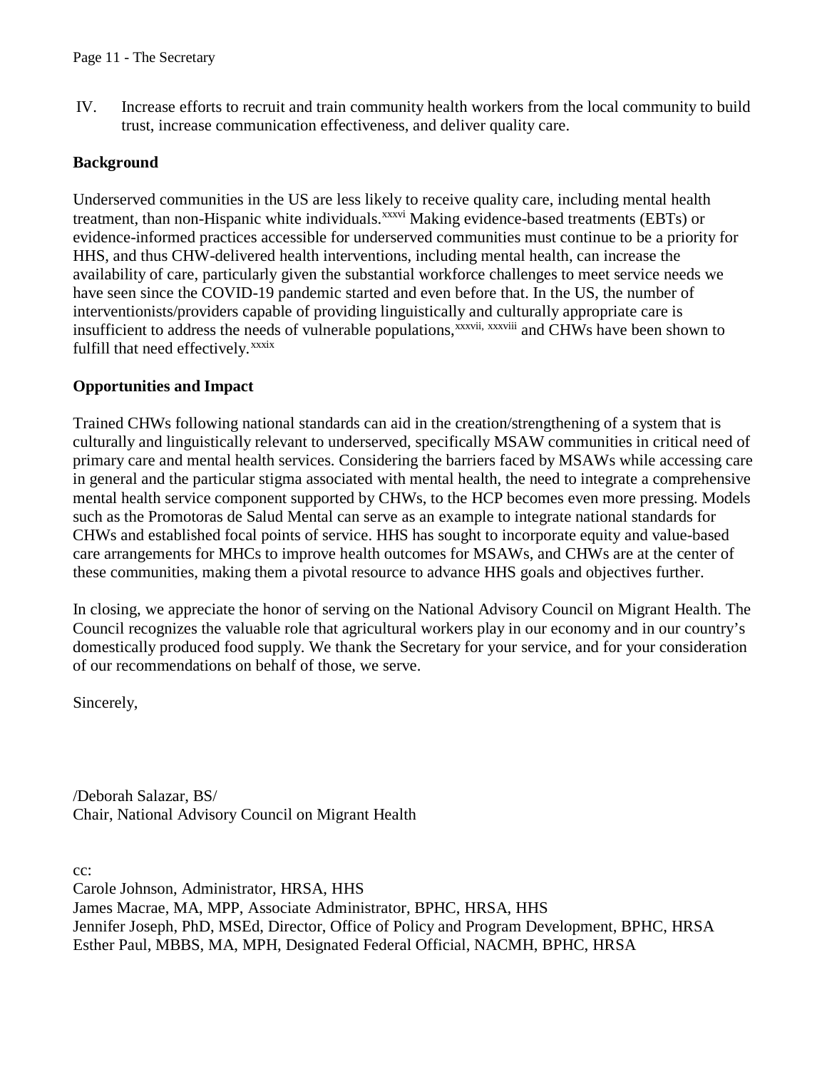IV. Increase efforts to recruit and train community health workers from the local community to build trust, increase communication effectiveness, and deliver quality care.

**Background**

Underserved communities in the US are less likely to receive quality care, including mental health treatment, than non-Hispanic white individuals.[xxxvi] Making evidence-based treatments (EBTs) or evidence-informed practices accessible for underserved communities must continue to be a priority for HHS, and thus CHW-delivered health interventions, including mental health, can increase the availability of care, particularly given the substantial workforce challenges to meet service needs we have seen since the COVID-19 pandemic started and even before that. In the US, the number of interventionists/providers capable of providing linguistically and culturally appropriate care is insufficient to address the needs of vulnerable populations,[xxxvii, xxxviii] and CHWs have been shown to fulfill that need effectively.[xxxix]

**Opportunities and Impact**

Trained CHWs following national standards can aid in the creation/strengthening of a system that is culturally and linguistically relevant to underserved, specifically MSAW communities in critical need of primary care and mental health services. Considering the barriers faced by MSAWs while accessing care in general and the particular stigma associated with mental health, the need to integrate a comprehensive mental health service component supported by CHWs, to the HCP becomes even more pressing. Models such as the Promotoras de Salud Mental can serve as an example to integrate national standards for CHWs and established focal points of service. HHS has sought to incorporate equity and value-based care arrangements for MHCs to improve health outcomes for MSAWs, and CHWs are at the center of these communities, making them a pivotal resource to advance HHS goals and objectives further.

In closing, we appreciate the honor of serving on the National Advisory Council on Migrant Health. The Council recognizes the valuable role that agricultural workers play in our economy and in our country's domestically produced food supply. We thank the Secretary for your service, and for your consideration of our recommendations on behalf of those, we serve.

Sincerely,

/Deborah Salazar, BS/
Chair, National Advisory Council on Migrant Health

cc:
Carole Johnson, Administrator, HRSA, HHS
James Macrae, MA, MPP, Associate Administrator, BPHC, HRSA, HHS
Jennifer Joseph, PhD, MSEd, Director, Office of Policy and Program Development, BPHC, HRSA
Esther Paul, MBBS, MA, MPH, Designated Federal Official, NACMH, BPHC, HRSA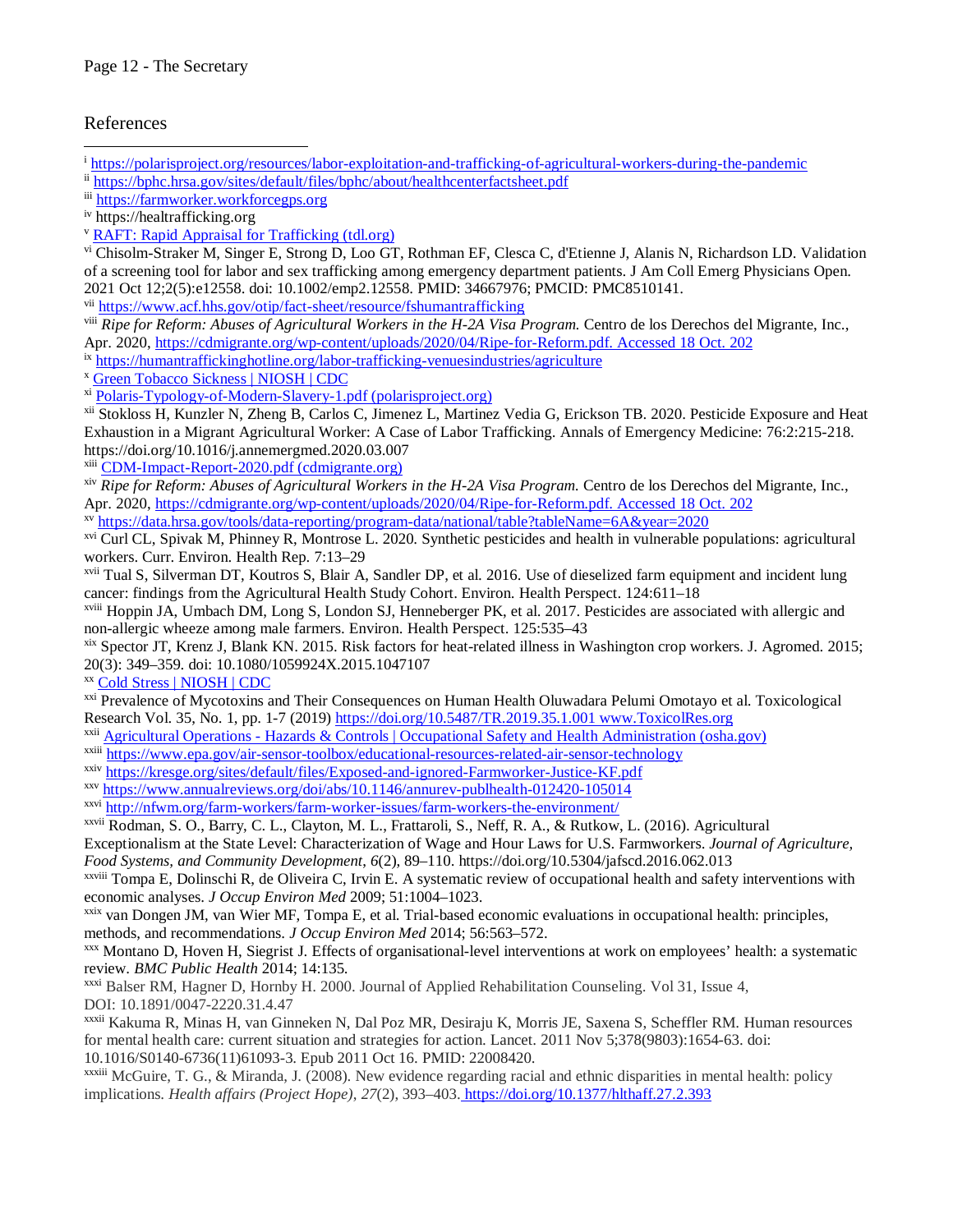## References

[i] https://polarisproject.org/resources/labor-exploitation-and-trafficking-of-agricultural-workers-during-the-pandemic

[ii] https://bphc.hrsa.gov/sites/default/files/bphc/about/healthcenterfactsheet.pdf

[iii] https://farmworker.workforcegps.org

[iv] https://healtrafficking.org

[v] RAFT: Rapid Appraisal for Trafficking (tdl.org)

[vi] Chisolm-Straker M, Singer E, Strong D, Loo GT, Rothman EF, Clesca C, d'Etienne J, Alanis N, Richardson LD. Validation of a screening tool for labor and sex trafficking among emergency department patients. J Am Coll Emerg Physicians Open. 2021 Oct 12;2(5):e12558. doi: 10.1002/emp2.12558. PMID: 34667976; PMCID: PMC8510141.

[vii] https://www.acf.hhs.gov/otip/fact-sheet/resource/fshumantrafficking

[viii] *Ripe for Reform: Abuses of Agricultural Workers in the H-2A Visa Program.* Centro de los Derechos del Migrante, Inc., Apr. 2020, https://cdmigrante.org/wp-content/uploads/2020/04/Ripe-for-Reform.pdf. Accessed 18 Oct. 202

[ix] https://humantraffickinghotline.org/labor-trafficking-venuesindustries/agriculture

[x] Green Tobacco Sickness | NIOSH | CDC

[xi] Polaris-Typology-of-Modern-Slavery-1.pdf (polarisproject.org)

[xii] Stokloss H, Kunzler N, Zheng B, Carlos C, Jimenez L, Martinez Vedia G, Erickson TB. 2020. Pesticide Exposure and Heat Exhaustion in a Migrant Agricultural Worker: A Case of Labor Trafficking. Annals of Emergency Medicine: 76:2:215-218. https://doi.org/10.1016/j.annemergmed.2020.03.007

[xiii] CDM-Impact-Report-2020.pdf (cdmigrante.org)

[xiv] *Ripe for Reform: Abuses of Agricultural Workers in the H-2A Visa Program.* Centro de los Derechos del Migrante, Inc., Apr. 2020, https://cdmigrante.org/wp-content/uploads/2020/04/Ripe-for-Reform.pdf. Accessed 18 Oct. 202

[xv] https://data.hrsa.gov/tools/data-reporting/program-data/national/table?tableName=6A&year=2020

[xvi] Curl CL, Spivak M, Phinney R, Montrose L. 2020. Synthetic pesticides and health in vulnerable populations: agricultural workers. Curr. Environ. Health Rep. 7:13–29

[xvii] Tual S, Silverman DT, Koutros S, Blair A, Sandler DP, et al. 2016. Use of dieselized farm equipment and incident lung cancer: findings from the Agricultural Health Study Cohort. Environ. Health Perspect. 124:611–18

[xviii] Hoppin JA, Umbach DM, Long S, London SJ, Henneberger PK, et al. 2017. Pesticides are associated with allergic and non-allergic wheeze among male farmers. Environ. Health Perspect. 125:535–43

[xix] Spector JT, Krenz J, Blank KN. 2015. Risk factors for heat-related illness in Washington crop workers. J. Agromed. 2015; 20(3): 349–359. doi: 10.1080/1059924X.2015.1047107

[xx] Cold Stress | NIOSH | CDC

[xxi] Prevalence of Mycotoxins and Their Consequences on Human Health Oluwadara Pelumi Omotayo et al. Toxicological Research Vol. 35, No. 1, pp. 1-7 (2019) https://doi.org/10.5487/TR.2019.35.1.001 www.ToxicolRes.org

[xxii] Agricultural Operations - Hazards & Controls | Occupational Safety and Health Administration (osha.gov)

[xxiii] https://www.epa.gov/air-sensor-toolbox/educational-resources-related-air-sensor-technology

[xxiv] https://kresge.org/sites/default/files/Exposed-and-ignored-Farmworker-Justice-KF.pdf

[xxv] https://www.annualreviews.org/doi/abs/10.1146/annurev-publhealth-012420-105014

[xxvi] http://nfwm.org/farm-workers/farm-worker-issues/farm-workers-the-environment/

[xxvii] Rodman, S. O., Barry, C. L., Clayton, M. L., Frattaroli, S., Neff, R. A., & Rutkow, L. (2016). Agricultural Exceptionalism at the State Level: Characterization of Wage and Hour Laws for U.S. Farmworkers. *Journal of Agriculture, Food Systems, and Community Development*, *6*(2), 89–110. https://doi.org/10.5304/jafscd.2016.062.013

[xxviii] Tompa E, Dolinschi R, de Oliveira C, Irvin E. A systematic review of occupational health and safety interventions with economic analyses. *J Occup Environ Med* 2009; 51:1004–1023.

[xxix] van Dongen JM, van Wier MF, Tompa E, et al. Trial-based economic evaluations in occupational health: principles, methods, and recommendations. *J Occup Environ Med* 2014; 56:563–572.

[xxx] Montano D, Hoven H, Siegrist J. Effects of organisational-level interventions at work on employees' health: a systematic review. *BMC Public Health* 2014; 14:135.

[xxxi] Balser RM, Hagner D, Hornby H. 2000. Journal of Applied Rehabilitation Counseling. Vol 31, Issue 4, DOI: 10.1891/0047-2220.31.4.47

[xxxii] Kakuma R, Minas H, van Ginneken N, Dal Poz MR, Desiraju K, Morris JE, Saxena S, Scheffler RM. Human resources for mental health care: current situation and strategies for action. Lancet. 2011 Nov 5;378(9803):1654-63. doi: 10.1016/S0140-6736(11)61093-3. Epub 2011 Oct 16. PMID: 22008420.

[xxxiii] McGuire, T. G., & Miranda, J. (2008). New evidence regarding racial and ethnic disparities in mental health: policy implications. *Health affairs (Project Hope)*, *27*(2), 393–403. https://doi.org/10.1377/hlthaff.27.2.393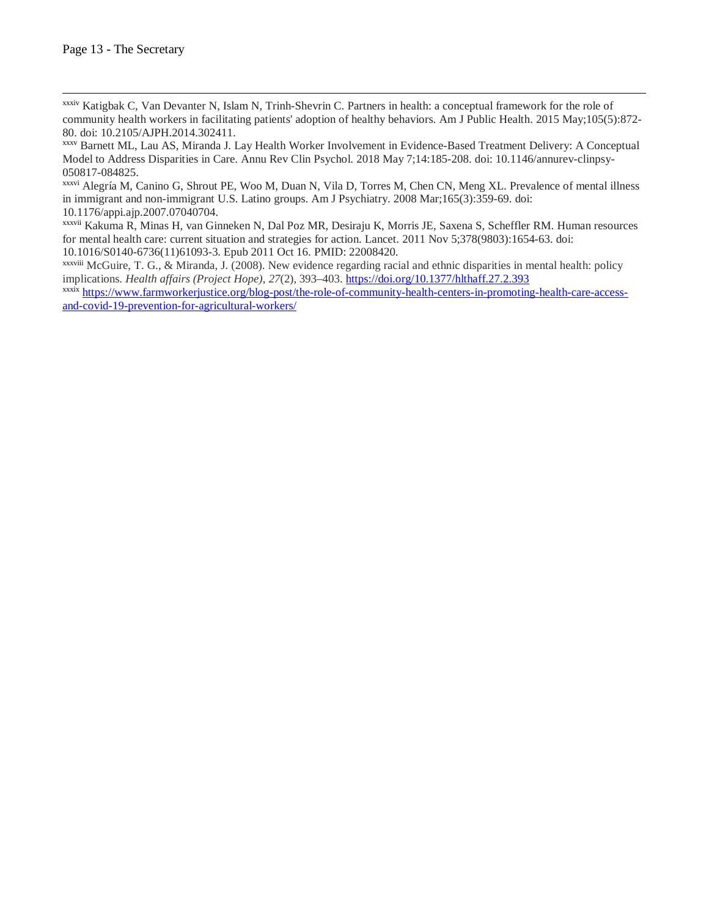[xxxiv] Katigbak C, Van Devanter N, Islam N, Trinh-Shevrin C. Partners in health: a conceptual framework for the role of community health workers in facilitating patients' adoption of healthy behaviors. Am J Public Health. 2015 May;105(5):872-80. doi: 10.2105/AJPH.2014.302411.

[xxxv] Barnett ML, Lau AS, Miranda J. Lay Health Worker Involvement in Evidence-Based Treatment Delivery: A Conceptual Model to Address Disparities in Care. Annu Rev Clin Psychol. 2018 May 7;14:185-208. doi: 10.1146/annurev-clinpsy-050817-084825.

[xxxvi] Alegría M, Canino G, Shrout PE, Woo M, Duan N, Vila D, Torres M, Chen CN, Meng XL. Prevalence of mental illness in immigrant and non-immigrant U.S. Latino groups. Am J Psychiatry. 2008 Mar;165(3):359-69. doi: 10.1176/appi.ajp.2007.07040704.

[xxxvii] Kakuma R, Minas H, van Ginneken N, Dal Poz MR, Desiraju K, Morris JE, Saxena S, Scheffler RM. Human resources for mental health care: current situation and strategies for action. Lancet. 2011 Nov 5;378(9803):1654-63. doi: 10.1016/S0140-6736(11)61093-3. Epub 2011 Oct 16. PMID: 22008420.

[xxxviii] McGuire, T. G., & Miranda, J. (2008). New evidence regarding racial and ethnic disparities in mental health: policy implications. *Health affairs (Project Hope)*, *27*(2), 393–403. https://doi.org/10.1377/hlthaff.27.2.393

[xxxix] https://www.farmworkerjustice.org/blog-post/the-role-of-community-health-centers-in-promoting-health-care-access-and-covid-19-prevention-for-agricultural-workers/